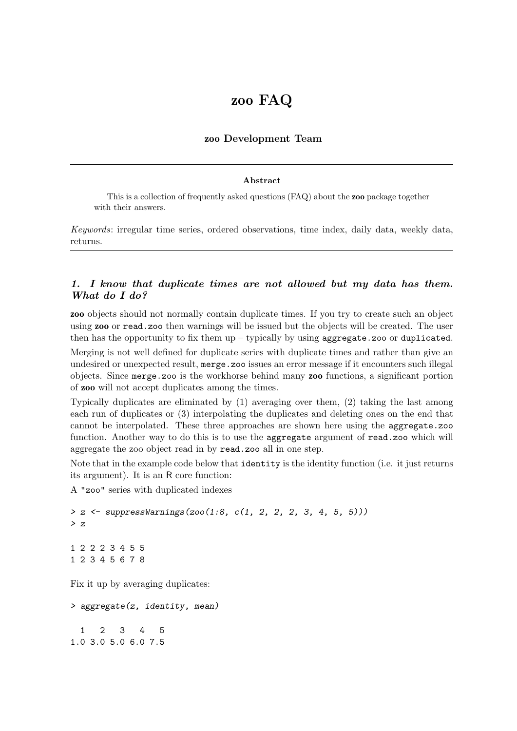# zoo FAQ

**zoo Development Team**

---

**Abstract**

This is a collection of frequently asked questions (FAQ) about the **zoo** package together with their answers.

*Keywords*: irregular time series, ordered observations, time index, daily data, weekly data, returns.

---

## 1. *I know that duplicate times are not allowed but my data has them. What do I do?*

**zoo** objects should not normally contain duplicate times. If you try to create such an object using **zoo** or `read.zoo` then warnings will be issued but the objects will be created. The user then has the opportunity to fix them up – typically by using `aggregate.zoo` or `duplicated`.

Merging is not well defined for duplicate series with duplicate times and rather than give an undesired or unexpected result, `merge.zoo` issues an error message if it encounters such illegal objects. Since `merge.zoo` is the workhorse behind many **zoo** functions, a significant portion of **zoo** will not accept duplicates among the times.

Typically duplicates are eliminated by (1) averaging over them, (2) taking the last among each run of duplicates or (3) interpolating the duplicates and deleting ones on the end that cannot be interpolated. These three approaches are shown here using the `aggregate.zoo` function. Another way to do this is to use the `aggregate` argument of `read.zoo` which will aggregate the zoo object read in by `read.zoo` all in one step.

Note that in the example code below that `identity` is the identity function (i.e. it just returns its argument). It is an R core function:

A "zoo" series with duplicated indexes

```
> z <- suppressWarnings(zoo(1:8, c(1, 2, 2, 2, 3, 4, 5, 5)))
> z

1 2 2 2 3 4 5 5
1 2 3 4 5 6 7 8
```

Fix it up by averaging duplicates:

```
> aggregate(z, identity, mean)

  1   2   3   4   5
1.0 3.0 5.0 6.0 7.5
```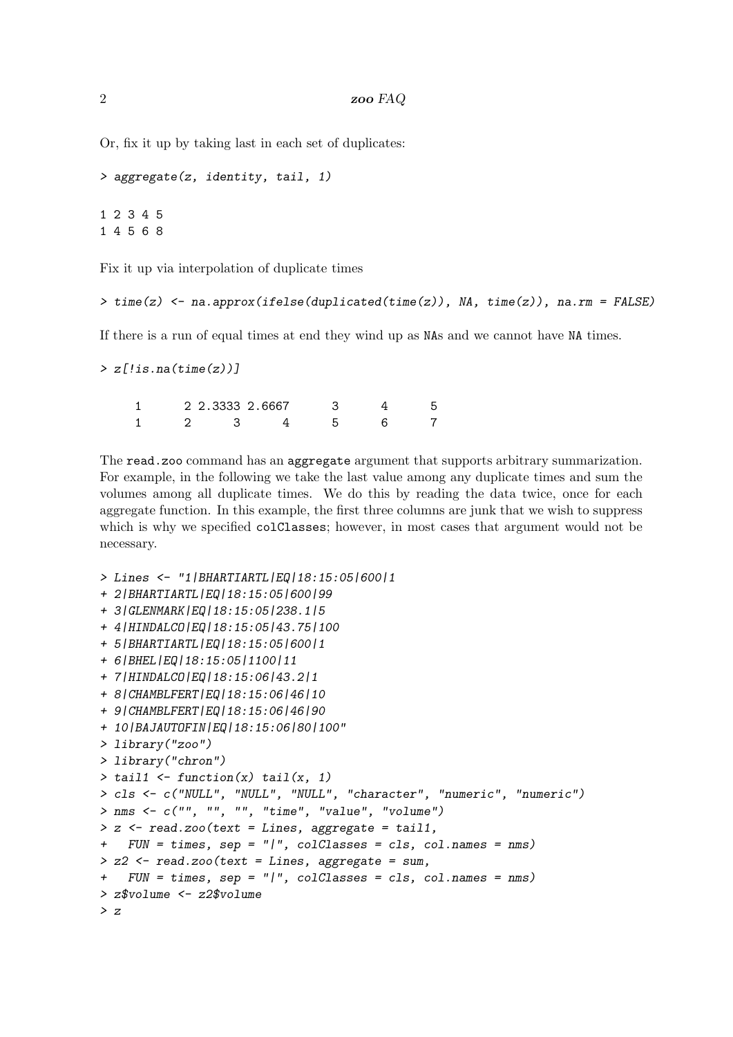Or, fix it up by taking last in each set of duplicates:

```
> aggregate(z, identity, tail, 1)

1 2 3 4 5
1 4 5 6 8
```

Fix it up via interpolation of duplicate times

```
> time(z) <- na.approx(ifelse(duplicated(time(z)), NA, time(z)), na.rm = FALSE)
```

If there is a run of equal times at end they wind up as NAs and we cannot have NA times.

```
> z[!is.na(time(z))]

     1      2 2.3333 2.6667      3      4      5
     1      2      3      4      5      6      7
```

The read.zoo command has an aggregate argument that supports arbitrary summarization. For example, in the following we take the last value among any duplicate times and sum the volumes among all duplicate times. We do this by reading the data twice, once for each aggregate function. In this example, the first three columns are junk that we wish to suppress which is why we specified colClasses; however, in most cases that argument would not be necessary.

```
> Lines <- "1|BHARTIARTL|EQ|18:15:05|600|1
+ 2|BHARTIARTL|EQ|18:15:05|600|99
+ 3|GLENMARK|EQ|18:15:05|238.1|5
+ 4|HINDALCO|EQ|18:15:05|43.75|100
+ 5|BHARTIARTL|EQ|18:15:05|600|1
+ 6|BHEL|EQ|18:15:05|1100|11
+ 7|HINDALCO|EQ|18:15:06|43.2|1
+ 8|CHAMBLFERT|EQ|18:15:06|46|10
+ 9|CHAMBLFERT|EQ|18:15:06|46|90
+ 10|BAJAUTOFIN|EQ|18:15:06|80|100"
> library("zoo")
> library("chron")
> tail1 <- function(x) tail(x, 1)
> cls <- c("NULL", "NULL", "NULL", "character", "numeric", "numeric")
> nms <- c("", "", "", "time", "value", "volume")
> z <- read.zoo(text = Lines, aggregate = tail1,
+   FUN = times, sep = "|", colClasses = cls, col.names = nms)
> z2 <- read.zoo(text = Lines, aggregate = sum,
+   FUN = times, sep = "|", colClasses = cls, col.names = nms)
> z$volume <- z2$volume
> z
```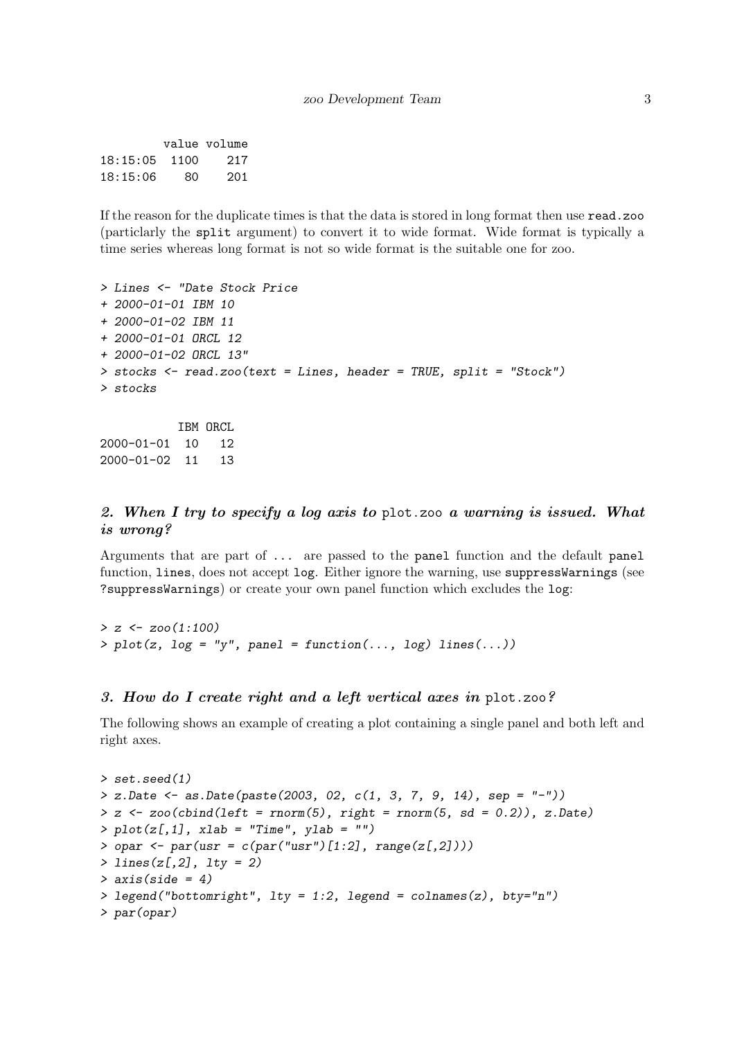```
         value volume
18:15:05  1100    217
18:15:06    80    201
```

If the reason for the duplicate times is that the data is stored in long format then use `read.zoo` (particlarly the `split` argument) to convert it to wide format. Wide format is typically a time series whereas long format is not so wide format is the suitable one for zoo.

```
> Lines <- "Date Stock Price
+ 2000-01-01 IBM 10
+ 2000-01-02 IBM 11
+ 2000-01-01 ORCL 12
+ 2000-01-02 ORCL 13"
> stocks <- read.zoo(text = Lines, header = TRUE, split = "Stock")
> stocks
```

```
           IBM ORCL
2000-01-01  10   12
2000-01-02  11   13
```

### 2. When I try to specify a log axis to `plot.zoo` a warning is issued. What is wrong?

Arguments that are part of `...` are passed to the `panel` function and the default `panel` function, `lines`, does not accept `log`. Either ignore the warning, use `suppressWarnings` (see `?suppressWarnings`) or create your own panel function which excludes the `log`:

```
> z <- zoo(1:100)
> plot(z, log = "y", panel = function(..., log) lines(...))
```

### 3. How do I create right and a left vertical axes in `plot.zoo`?

The following shows an example of creating a plot containing a single panel and both left and right axes.

```
> set.seed(1)
> z.Date <- as.Date(paste(2003, 02, c(1, 3, 7, 9, 14), sep = "-"))
> z <- zoo(cbind(left = rnorm(5), right = rnorm(5, sd = 0.2)), z.Date)
> plot(z[,1], xlab = "Time", ylab = "")
> opar <- par(usr = c(par("usr")[1:2], range(z[,2])))
> lines(z[,2], lty = 2)
> axis(side = 4)
> legend("bottomright", lty = 1:2, legend = colnames(z), bty="n")
> par(opar)
```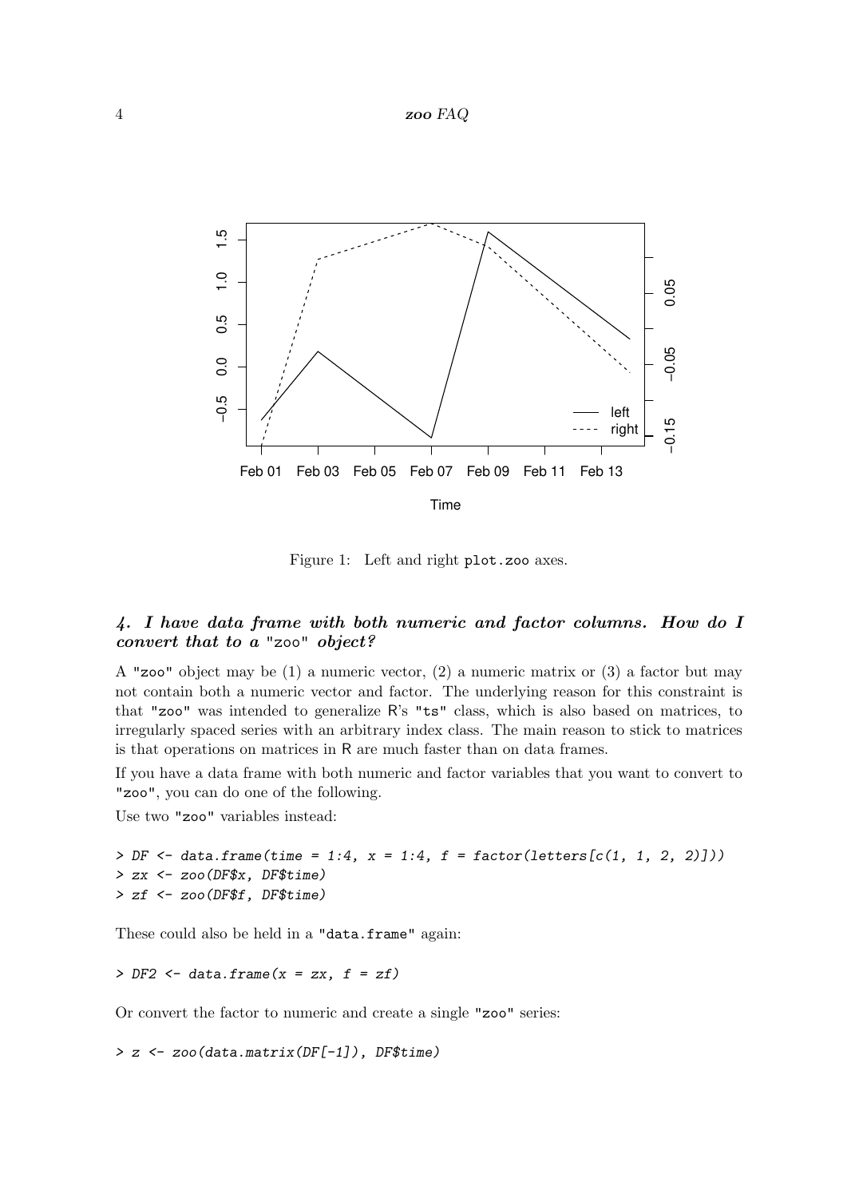Figure 1: Left and right `plot.zoo` axes.

### *4. I have data frame with both numeric and factor columns. How do I convert that to a* "zoo" *object?*

A "zoo" object may be (1) a numeric vector, (2) a numeric matrix or (3) a factor but may not contain both a numeric vector and factor. The underlying reason for this constraint is that "zoo" was intended to generalize R's "ts" class, which is also based on matrices, to irregularly spaced series with an arbitrary index class. The main reason to stick to matrices is that operations on matrices in R are much faster than on data frames.

If you have a data frame with both numeric and factor variables that you want to convert to "zoo", you can do one of the following.

Use two "zoo" variables instead:

```
> DF <- data.frame(time = 1:4, x = 1:4, f = factor(letters[c(1, 1, 2, 2)]))
> zx <- zoo(DF$x, DF$time)
> zf <- zoo(DF$f, DF$time)
```

These could also be held in a "data.frame" again:

```
> DF2 <- data.frame(x = zx, f = zf)
```

Or convert the factor to numeric and create a single "zoo" series:

```
> z <- zoo(data.matrix(DF[-1]), DF$time)
```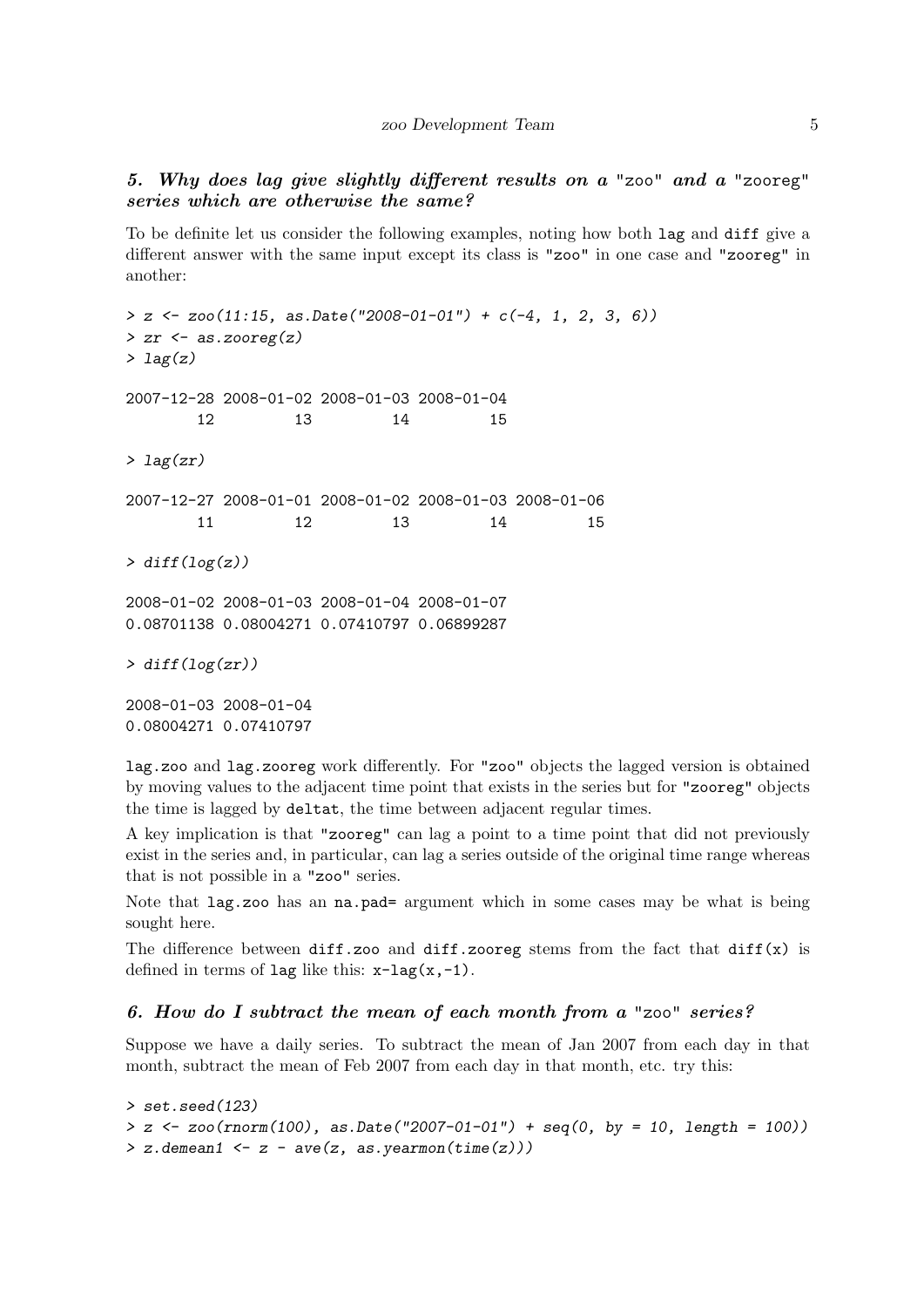### 5. Why does lag give slightly different results on a "zoo" and a "zooreg" series which are otherwise the same?

To be definite let us consider the following examples, noting how both lag and diff give a different answer with the same input except its class is "zoo" in one case and "zooreg" in another:

```
> z <- zoo(11:15, as.Date("2008-01-01") + c(-4, 1, 2, 3, 6))
> zr <- as.zooreg(z)
> lag(z)

2007-12-28 2008-01-02 2008-01-03 2008-01-04
        12         13         14         15

> lag(zr)

2007-12-27 2008-01-01 2008-01-02 2008-01-03 2008-01-06
        11         12         13         14         15

> diff(log(z))

2008-01-02 2008-01-03 2008-01-04 2008-01-07
0.08701138 0.08004271 0.07410797 0.06899287

> diff(log(zr))

2008-01-03 2008-01-04
0.08004271 0.07410797
```

lag.zoo and lag.zooreg work differently. For "zoo" objects the lagged version is obtained by moving values to the adjacent time point that exists in the series but for "zooreg" objects the time is lagged by deltat, the time between adjacent regular times.

A key implication is that "zooreg" can lag a point to a time point that did not previously exist in the series and, in particular, can lag a series outside of the original time range whereas that is not possible in a "zoo" series.

Note that lag.zoo has an na.pad= argument which in some cases may be what is being sought here.

The difference between diff.zoo and diff.zooreg stems from the fact that diff(x) is defined in terms of lag like this: x-lag(x,-1).

### 6. How do I subtract the mean of each month from a "zoo" series?

Suppose we have a daily series. To subtract the mean of Jan 2007 from each day in that month, subtract the mean of Feb 2007 from each day in that month, etc. try this:

```
> set.seed(123)
> z <- zoo(rnorm(100), as.Date("2007-01-01") + seq(0, by = 10, length = 100))
> z.demean1 <- z - ave(z, as.yearmon(time(z)))
```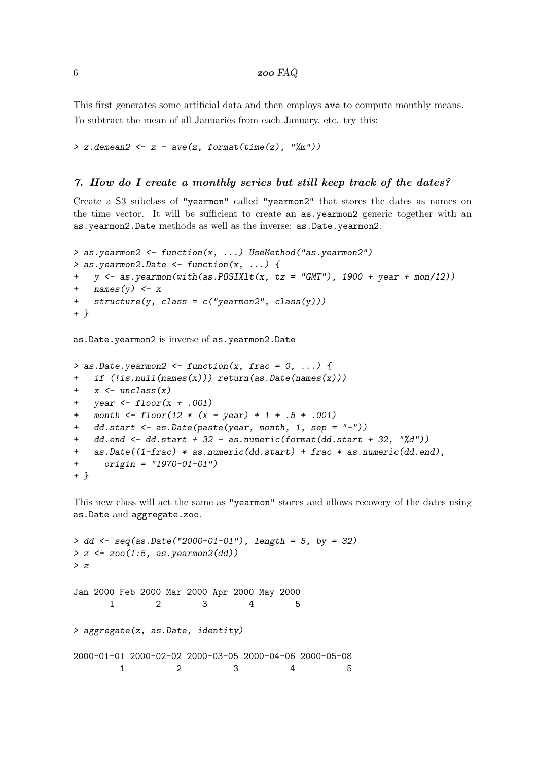This first generates some artificial data and then employs `ave` to compute monthly means. To subtract the mean of all Januaries from each January, etc. try this:

```
> z.demean2 <- z - ave(z, format(time(z), "%m"))
```

### *7. How do I create a monthly series but still keep track of the dates?*

Create a S3 subclass of `"yearmon"` called `"yearmon2"` that stores the dates as names on the time vector. It will be sufficient to create an `as.yearmon2` generic together with an `as.yearmon2.Date` methods as well as the inverse: `as.Date.yearmon2`.

```
> as.yearmon2 <- function(x, ...) UseMethod("as.yearmon2")
> as.yearmon2.Date <- function(x, ...) {
+   y <- as.yearmon(with(as.POSIXlt(x, tz = "GMT"), 1900 + year + mon/12))
+   names(y) <- x
+   structure(y, class = c("yearmon2", class(y)))
+ }
```

`as.Date.yearmon2` is inverse of `as.yearmon2.Date`

```
> as.Date.yearmon2 <- function(x, frac = 0, ...) {
+   if (!is.null(names(x))) return(as.Date(names(x)))
+   x <- unclass(x)
+   year <- floor(x + .001)
+   month <- floor(12 * (x - year) + 1 + .5 + .001)
+   dd.start <- as.Date(paste(year, month, 1, sep = "-"))
+   dd.end <- dd.start + 32 - as.numeric(format(dd.start + 32, "%d"))
+   as.Date((1-frac) * as.numeric(dd.start) + frac * as.numeric(dd.end),
+     origin = "1970-01-01")
+ }
```

This new class will act the same as `"yearmon"` stores and allows recovery of the dates using `as.Date` and `aggregate.zoo`.

```
> dd <- seq(as.Date("2000-01-01"), length = 5, by = 32)
> z <- zoo(1:5, as.yearmon2(dd))
> z

Jan 2000 Feb 2000 Mar 2000 Apr 2000 May 2000 
       1        2        3        4        5 

> aggregate(z, as.Date, identity)

2000-01-01 2000-02-02 2000-03-05 2000-04-06 2000-05-08 
         1          2          3          4          5 
```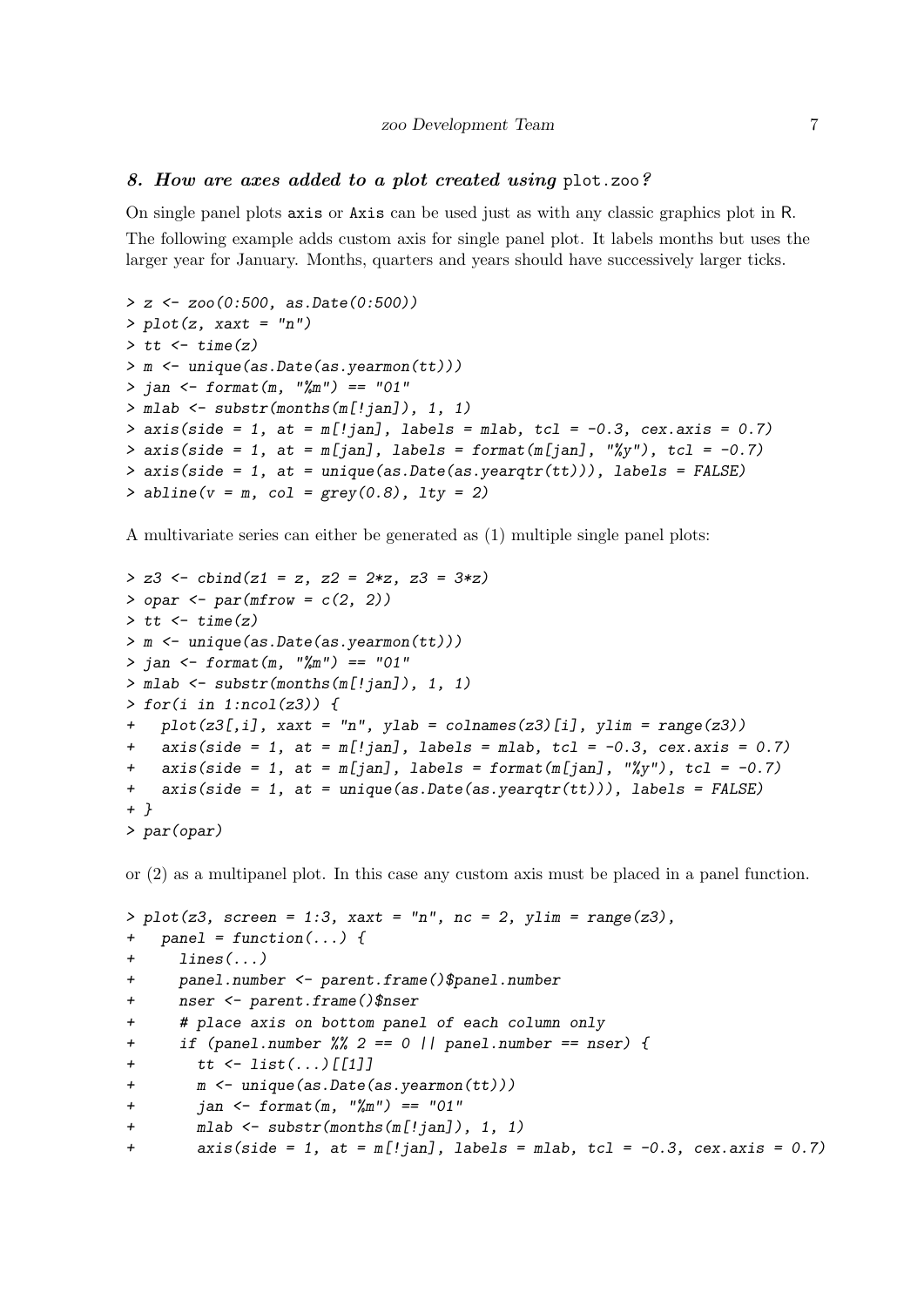### *8. How are axes added to a plot created using* `plot.zoo`*?*

On single panel plots `axis` or `Axis` can be used just as with any classic graphics plot in R.

The following example adds custom axis for single panel plot. It labels months but uses the larger year for January. Months, quarters and years should have successively larger ticks.

```
> z <- zoo(0:500, as.Date(0:500))
> plot(z, xaxt = "n")
> tt <- time(z)
> m <- unique(as.Date(as.yearmon(tt)))
> jan <- format(m, "%m") == "01"
> mlab <- substr(months(m[!jan]), 1, 1)
> axis(side = 1, at = m[!jan], labels = mlab, tcl = -0.3, cex.axis = 0.7)
> axis(side = 1, at = m[jan], labels = format(m[jan], "%y"), tcl = -0.7)
> axis(side = 1, at = unique(as.Date(as.yearqtr(tt))), labels = FALSE)
> abline(v = m, col = grey(0.8), lty = 2)
```

A multivariate series can either be generated as (1) multiple single panel plots:

```
> z3 <- cbind(z1 = z, z2 = 2*z, z3 = 3*z)
> opar <- par(mfrow = c(2, 2))
> tt <- time(z)
> m <- unique(as.Date(as.yearmon(tt)))
> jan <- format(m, "%m") == "01"
> mlab <- substr(months(m[!jan]), 1, 1)
> for(i in 1:ncol(z3)) {
+   plot(z3[,i], xaxt = "n", ylab = colnames(z3)[i], ylim = range(z3))
+   axis(side = 1, at = m[!jan], labels = mlab, tcl = -0.3, cex.axis = 0.7)
+   axis(side = 1, at = m[jan], labels = format(m[jan], "%y"), tcl = -0.7)
+   axis(side = 1, at = unique(as.Date(as.yearqtr(tt))), labels = FALSE)
+ }
> par(opar)
```

or (2) as a multipanel plot. In this case any custom axis must be placed in a panel function.

```
> plot(z3, screen = 1:3, xaxt = "n", nc = 2, ylim = range(z3),
+   panel = function(...) {
+     lines(...)
+     panel.number <- parent.frame()$panel.number
+     nser <- parent.frame()$nser
+     # place axis on bottom panel of each column only
+     if (panel.number %% 2 == 0 || panel.number == nser) {
+       tt <- list(...)[[1]]
+       m <- unique(as.Date(as.yearmon(tt)))
+       jan <- format(m, "%m") == "01"
+       mlab <- substr(months(m[!jan]), 1, 1)
+       axis(side = 1, at = m[!jan], labels = mlab, tcl = -0.3, cex.axis = 0.7)
```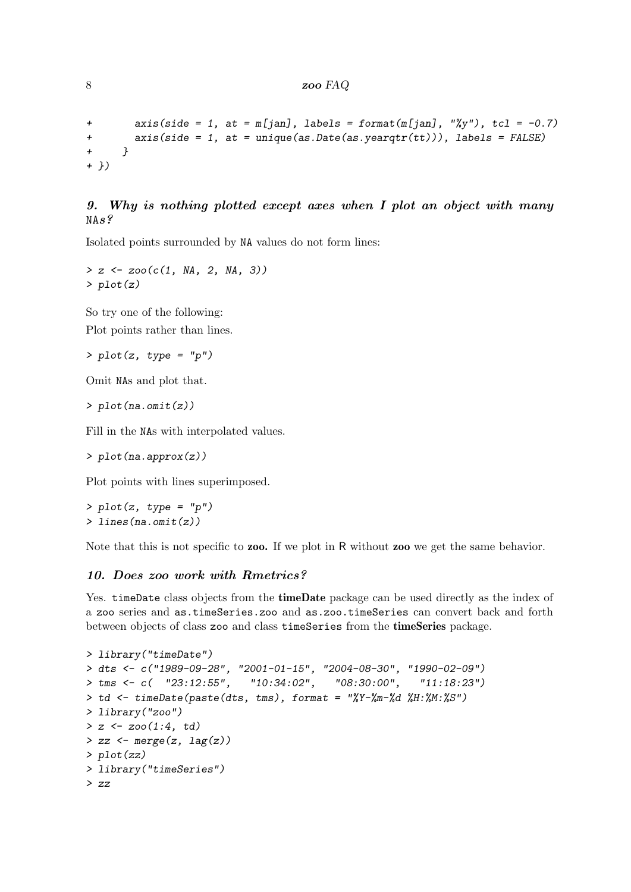```
+       axis(side = 1, at = m[jan], labels = format(m[jan], "%y"), tcl = -0.7)
+       axis(side = 1, at = unique(as.Date(as.yearqtr(tt))), labels = FALSE)
+     }
+ })
```

### 9. Why is nothing plotted except axes when I plot an object with many NAs?

Isolated points surrounded by NA values do not form lines:

```
> z <- zoo(c(1, NA, 2, NA, 3))
> plot(z)
```

So try one of the following:

Plot points rather than lines.

```
> plot(z, type = "p")
```

Omit NAs and plot that.

```
> plot(na.omit(z))
```

Fill in the NAs with interpolated values.

```
> plot(na.approx(z))
```

Plot points with lines superimposed.

```
> plot(z, type = "p")
> lines(na.omit(z))
```

Note that this is not specific to **zoo.** If we plot in R without **zoo** we get the same behavior.

### 10. Does zoo work with Rmetrics?

Yes. timeDate class objects from the **timeDate** package can be used directly as the index of a zoo series and as.timeSeries.zoo and as.zoo.timeSeries can convert back and forth between objects of class zoo and class timeSeries from the **timeSeries** package.

```
> library("timeDate")
> dts <- c("1989-09-28", "2001-01-15", "2004-08-30", "1990-02-09")
> tms <- c(  "23:12:55",   "10:34:02",   "08:30:00",   "11:18:23")
> td <- timeDate(paste(dts, tms), format = "%Y-%m-%d %H:%M:%S")
> library("zoo")
> z <- zoo(1:4, td)
> zz <- merge(z, lag(z))
> plot(zz)
> library("timeSeries")
> zz
```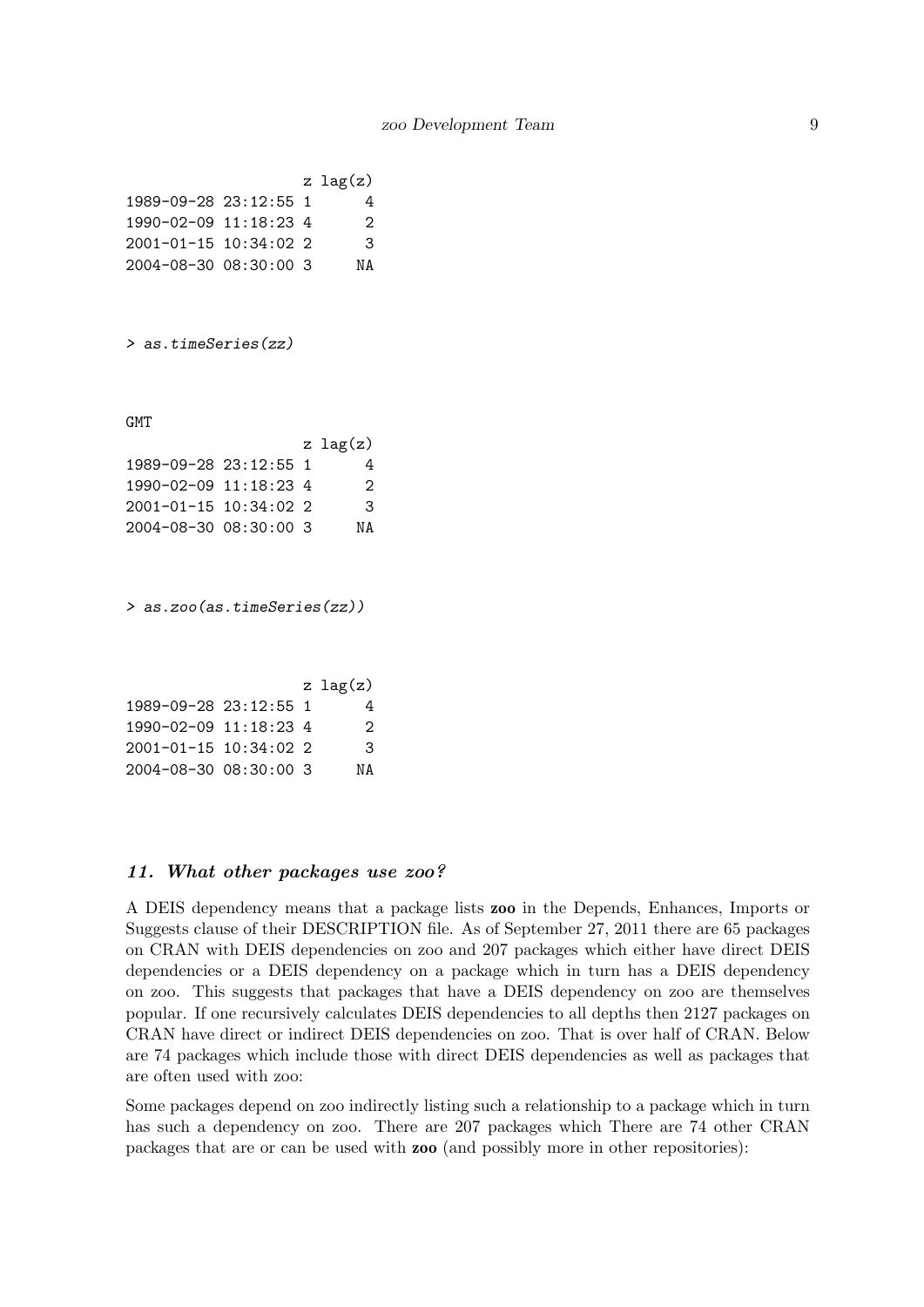```
                    z lag(z)
1989-09-28 23:12:55 1      4
1990-02-09 11:18:23 4      2
2001-01-15 10:34:02 2      3
2004-08-30 08:30:00 3     NA
```

```
> as.timeSeries(zz)
```

```
GMT
                    z lag(z)
1989-09-28 23:12:55 1      4
1990-02-09 11:18:23 4      2
2001-01-15 10:34:02 2      3
2004-08-30 08:30:00 3     NA
```

```
> as.zoo(as.timeSeries(zz))
```

```
                    z lag(z)
1989-09-28 23:12:55 1      4
1990-02-09 11:18:23 4      2
2001-01-15 10:34:02 2      3
2004-08-30 08:30:00 3     NA
```

## 11. What other packages use zoo?

A DEIS dependency means that a package lists **zoo** in the Depends, Enhances, Imports or Suggests clause of their DESCRIPTION file. As of September 27, 2011 there are 65 packages on CRAN with DEIS dependencies on zoo and 207 packages which either have direct DEIS dependencies or a DEIS dependency on a package which in turn has a DEIS dependency on zoo. This suggests that packages that have a DEIS dependency on zoo are themselves popular. If one recursively calculates DEIS dependencies to all depths then 2127 packages on CRAN have direct or indirect DEIS dependencies on zoo. That is over half of CRAN. Below are 74 packages which include those with direct DEIS dependencies as well as packages that are often used with zoo:

Some packages depend on zoo indirectly listing such a relationship to a package which in turn has such a dependency on zoo. There are 207 packages which There are 74 other CRAN packages that are or can be used with **zoo** (and possibly more in other repositories):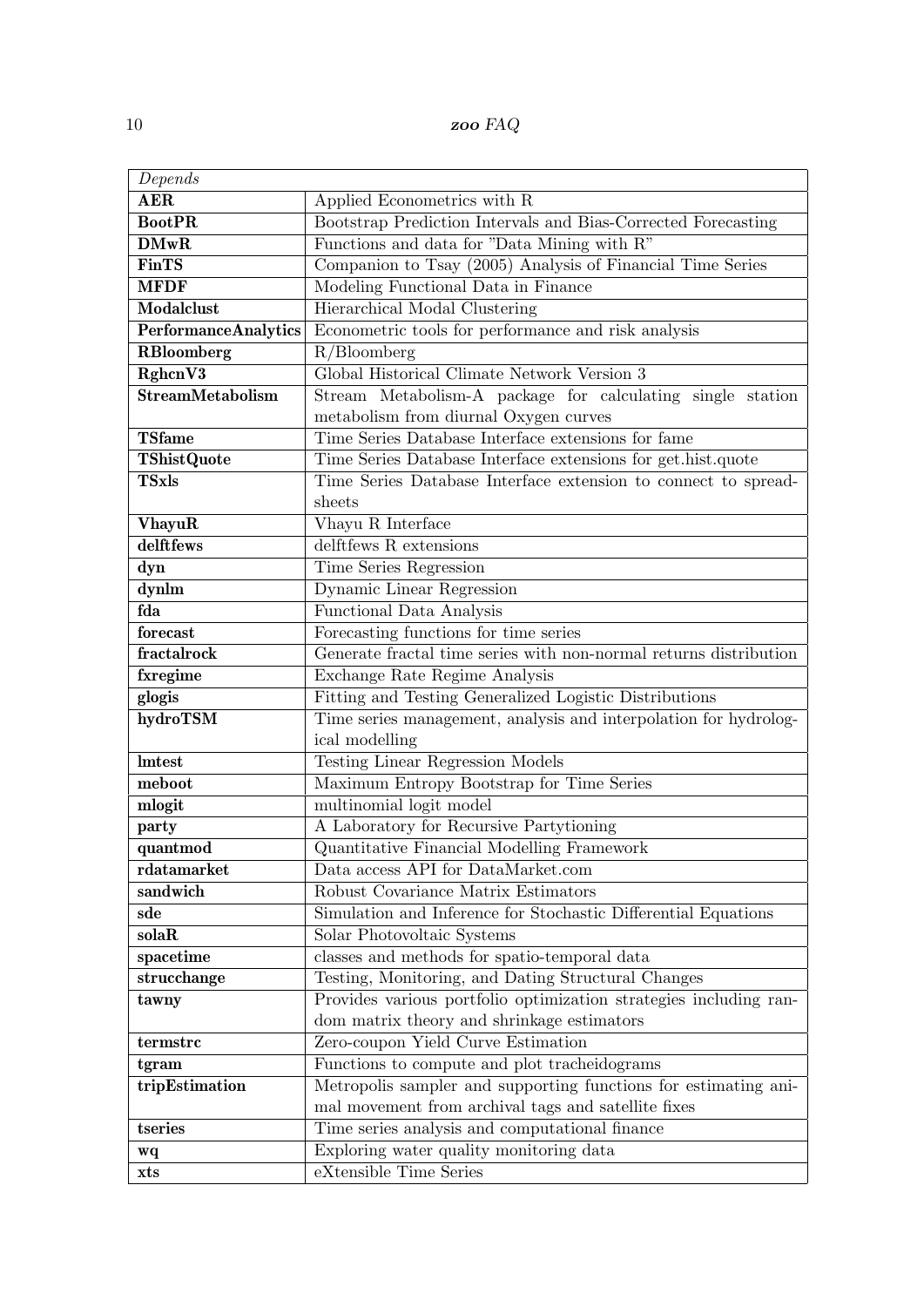| *Depends* | |
|---|---|
| **AER** | Applied Econometrics with R |
| **BootPR** | Bootstrap Prediction Intervals and Bias-Corrected Forecasting |
| **DMwR** | Functions and data for "Data Mining with R" |
| **FinTS** | Companion to Tsay (2005) Analysis of Financial Time Series |
| **MFDF** | Modeling Functional Data in Finance |
| **Modalclust** | Hierarchical Modal Clustering |
| **PerformanceAnalytics** | Econometric tools for performance and risk analysis |
| **RBloomberg** | R/Bloomberg |
| **RghcnV3** | Global Historical Climate Network Version 3 |
| **StreamMetabolism** | Stream Metabolism-A package for calculating single station metabolism from diurnal Oxygen curves |
| **TSfame** | Time Series Database Interface extensions for fame |
| **TShistQuote** | Time Series Database Interface extensions for get.hist.quote |
| **TSxls** | Time Series Database Interface extension to connect to spreadsheets |
| **VhayuR** | Vhayu R Interface |
| **delftfews** | delftfews R extensions |
| **dyn** | Time Series Regression |
| **dynlm** | Dynamic Linear Regression |
| **fda** | Functional Data Analysis |
| **forecast** | Forecasting functions for time series |
| **fractalrock** | Generate fractal time series with non-normal returns distribution |
| **fxregime** | Exchange Rate Regime Analysis |
| **glogis** | Fitting and Testing Generalized Logistic Distributions |
| **hydroTSM** | Time series management, analysis and interpolation for hydrological modelling |
| **lmtest** | Testing Linear Regression Models |
| **meboot** | Maximum Entropy Bootstrap for Time Series |
| **mlogit** | multinomial logit model |
| **party** | A Laboratory for Recursive Partytioning |
| **quantmod** | Quantitative Financial Modelling Framework |
| **rdatamarket** | Data access API for DataMarket.com |
| **sandwich** | Robust Covariance Matrix Estimators |
| **sde** | Simulation and Inference for Stochastic Differential Equations |
| **solaR** | Solar Photovoltaic Systems |
| **spacetime** | classes and methods for spatio-temporal data |
| **strucchange** | Testing, Monitoring, and Dating Structural Changes |
| **tawny** | Provides various portfolio optimization strategies including random matrix theory and shrinkage estimators |
| **termstrc** | Zero-coupon Yield Curve Estimation |
| **tgram** | Functions to compute and plot tracheidograms |
| **tripEstimation** | Metropolis sampler and supporting functions for estimating animal movement from archival tags and satellite fixes |
| **tseries** | Time series analysis and computational finance |
| **wq** | Exploring water quality monitoring data |
| **xts** | eXtensible Time Series |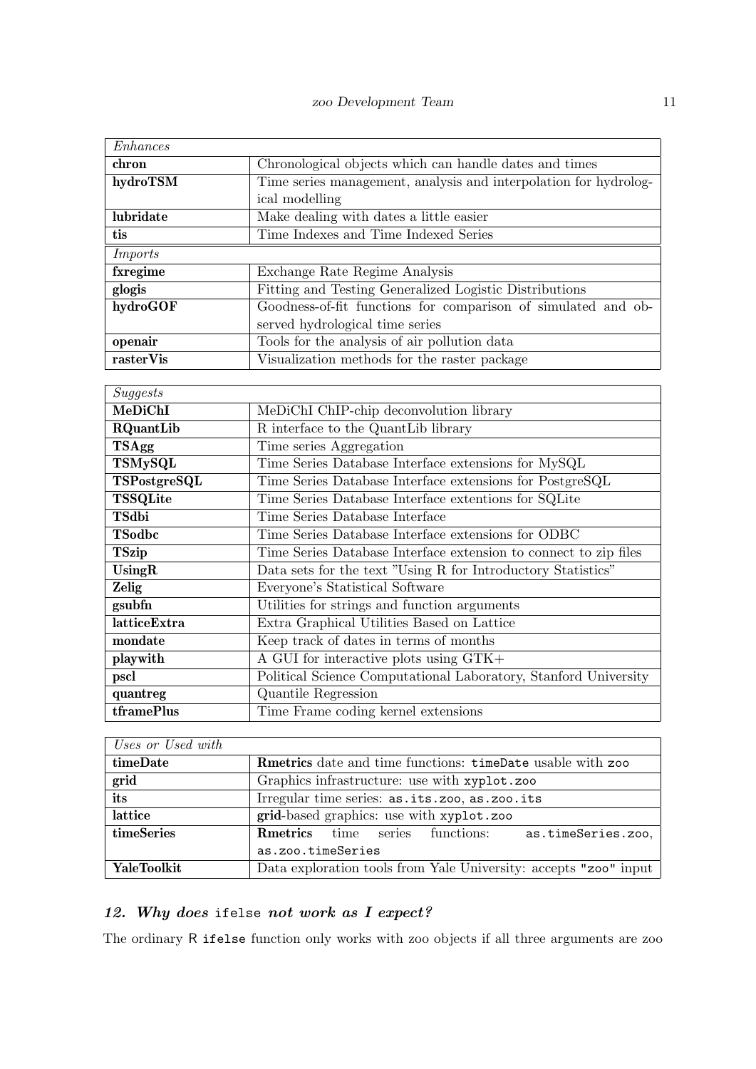| *Enhances* | |
|---|---|
| **chron** | Chronological objects which can handle dates and times |
| **hydroTSM** | Time series management, analysis and interpolation for hydrological modelling |
| **lubridate** | Make dealing with dates a little easier |
| **tis** | Time Indexes and Time Indexed Series |
| *Imports* | |
| **fxregime** | Exchange Rate Regime Analysis |
| **glogis** | Fitting and Testing Generalized Logistic Distributions |
| **hydroGOF** | Goodness-of-fit functions for comparison of simulated and observed hydrological time series |
| **openair** | Tools for the analysis of air pollution data |
| **rasterVis** | Visualization methods for the raster package |

| *Suggests* | |
|---|---|
| **MeDiChI** | MeDiChI ChIP-chip deconvolution library |
| **RQuantLib** | R interface to the QuantLib library |
| **TSAgg** | Time series Aggregation |
| **TSMySQL** | Time Series Database Interface extensions for MySQL |
| **TSPostgreSQL** | Time Series Database Interface extensions for PostgreSQL |
| **TSSQLite** | Time Series Database Interface extentions for SQLite |
| **TSdbi** | Time Series Database Interface |
| **TSodbc** | Time Series Database Interface extensions for ODBC |
| **TSzip** | Time Series Database Interface extension to connect to zip files |
| **UsingR** | Data sets for the text "Using R for Introductory Statistics" |
| **Zelig** | Everyone's Statistical Software |
| **gsubfn** | Utilities for strings and function arguments |
| **latticeExtra** | Extra Graphical Utilities Based on Lattice |
| **mondate** | Keep track of dates in terms of months |
| **playwith** | A GUI for interactive plots using GTK+ |
| **pscl** | Political Science Computational Laboratory, Stanford University |
| **quantreg** | Quantile Regression |
| **tframePlus** | Time Frame coding kernel extensions |

| *Uses or Used with* | |
|---|---|
| **timeDate** | **Rmetrics** date and time functions: `timeDate` usable with `zoo` |
| **grid** | Graphics infrastructure: use with `xyplot.zoo` |
| **its** | Irregular time series: `as.its.zoo`, `as.zoo.its` |
| **lattice** | **grid**-based graphics: use with `xyplot.zoo` |
| **timeSeries** | **Rmetrics** time series functions: `as.timeSeries.zoo`, `as.zoo.timeSeries` |
| **YaleToolkit** | Data exploration tools from Yale University: accepts `"zoo"` input |

## 12. Why does `ifelse` not work as I expect?

The ordinary R `ifelse` function only works with zoo objects if all three arguments are zoo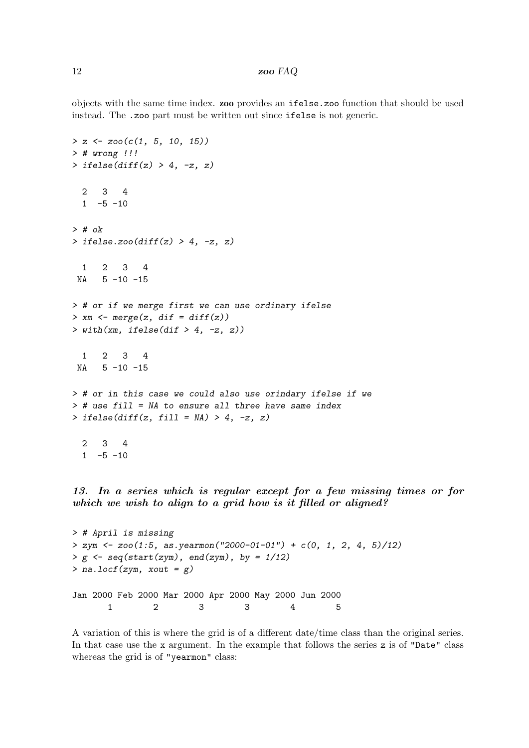objects with the same time index. **zoo** provides an `ifelse.zoo` function that should be used instead. The `.zoo` part must be written out since `ifelse` is not generic.

```
> z <- zoo(c(1, 5, 10, 15))
> # wrong !!!
> ifelse(diff(z) > 4, -z, z)

  2   3   4
  1  -5 -10

> # ok
> ifelse.zoo(diff(z) > 4, -z, z)

  1   2   3   4
 NA   5 -10 -15

> # or if we merge first we can use ordinary ifelse
> xm <- merge(z, dif = diff(z))
> with(xm, ifelse(dif > 4, -z, z))

  1   2   3   4
 NA   5 -10 -15

> # or in this case we could also use orindary ifelse if we
> # use fill = NA to ensure all three have same index
> ifelse(diff(z, fill = NA) > 4, -z, z)

  2   3   4
  1  -5 -10
```

### *13. In a series which is regular except for a few missing times or for which we wish to align to a grid how is it filled or aligned?*

```
> # April is missing
> zym <- zoo(1:5, as.yearmon("2000-01-01") + c(0, 1, 2, 4, 5)/12)
> g <- seq(start(zym), end(zym), by = 1/12)
> na.locf(zym, xout = g)

Jan 2000 Feb 2000 Mar 2000 Apr 2000 May 2000 Jun 2000
       1        2        3        3        4        5
```

A variation of this is where the grid is of a different date/time class than the original series. In that case use the `x` argument. In the example that follows the series `z` is of `"Date"` class whereas the grid is of `"yearmon"` class: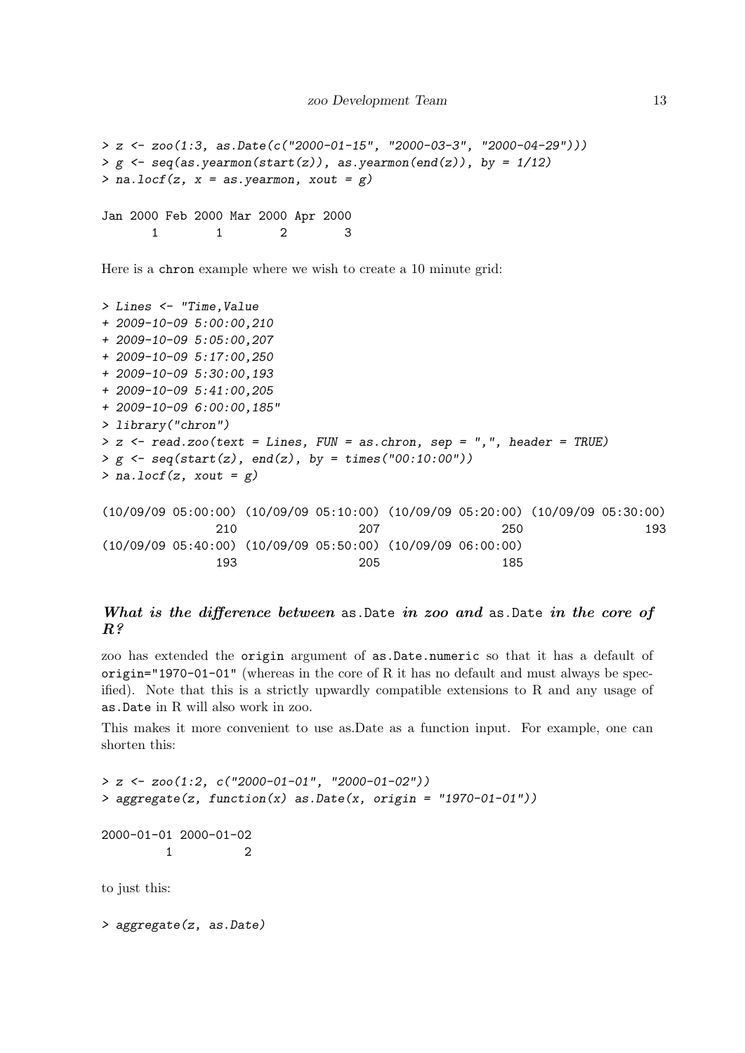```
> z <- zoo(1:3, as.Date(c("2000-01-15", "2000-03-3", "2000-04-29")))
> g <- seq(as.yearmon(start(z)), as.yearmon(end(z)), by = 1/12)
> na.locf(z, x = as.yearmon, xout = g)

Jan 2000 Feb 2000 Mar 2000 Apr 2000 
       1        1        2        3 
```

Here is a chron example where we wish to create a 10 minute grid:

```
> Lines <- "Time,Value
+ 2009-10-09 5:00:00,210
+ 2009-10-09 5:05:00,207
+ 2009-10-09 5:17:00,250
+ 2009-10-09 5:30:00,193
+ 2009-10-09 5:41:00,205
+ 2009-10-09 6:00:00,185"
> library("chron")
> z <- read.zoo(text = Lines, FUN = as.chron, sep = ",", header = TRUE)
> g <- seq(start(z), end(z), by = times("00:10:00"))
> na.locf(z, xout = g)

(10/09/09 05:00:00) (10/09/09 05:10:00) (10/09/09 05:20:00) (10/09/09 05:30:00) 
                210                 207                 250                 193 
(10/09/09 05:40:00) (10/09/09 05:50:00) (10/09/09 06:00:00) 
                193                 205                 185 
```

### *What is the difference between* `as.Date` *in zoo and* `as.Date` *in the core of R?*

zoo has extended the `origin` argument of `as.Date.numeric` so that it has a default of `origin="1970-01-01"` (whereas in the core of R it has no default and must always be specified). Note that this is a strictly upwardly compatible extensions to R and any usage of `as.Date` in R will also work in zoo.

This makes it more convenient to use as.Date as a function input. For example, one can shorten this:

```
> z <- zoo(1:2, c("2000-01-01", "2000-01-02"))
> aggregate(z, function(x) as.Date(x, origin = "1970-01-01"))

2000-01-01 2000-01-02 
         1          2 
```

to just this:

```
> aggregate(z, as.Date)
```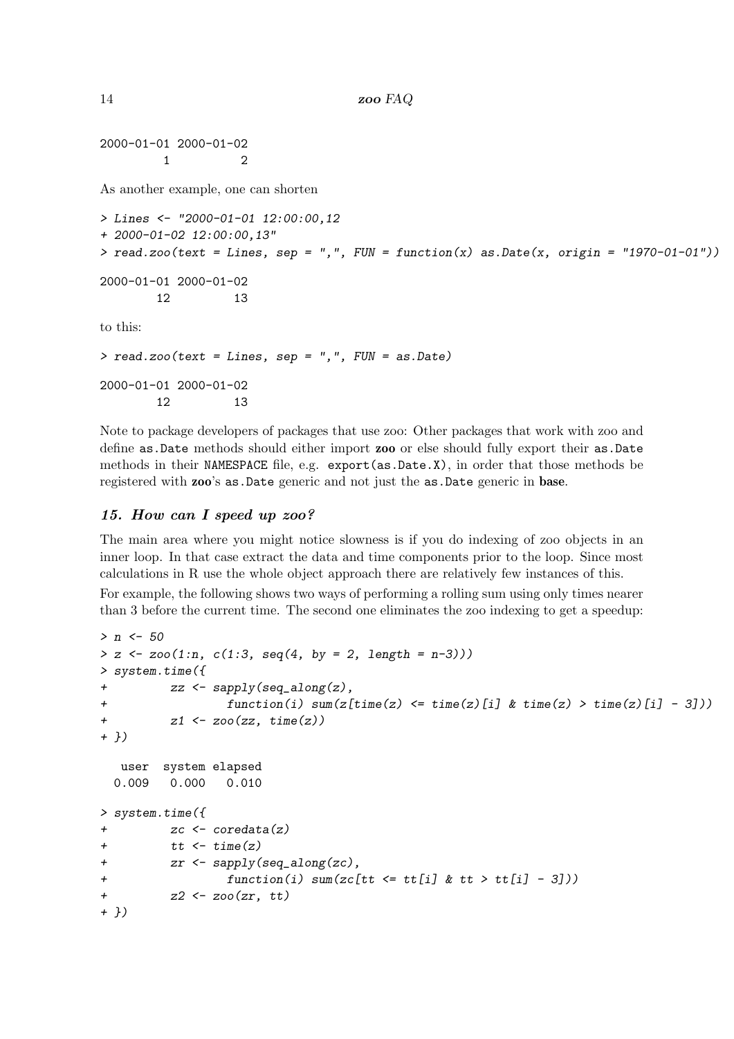```
2000-01-01 2000-01-02 
         1          2 
```

As another example, one can shorten

```
> Lines <- "2000-01-01 12:00:00,12
+ 2000-01-02 12:00:00,13"
> read.zoo(text = Lines, sep = ",", FUN = function(x) as.Date(x, origin = "1970-01-01"))
```

```
2000-01-01 2000-01-02 
        12         13 
```

to this:

```
> read.zoo(text = Lines, sep = ",", FUN = as.Date)
```

```
2000-01-01 2000-01-02 
        12         13 
```

Note to package developers of packages that use zoo: Other packages that work with zoo and define `as.Date` methods should either import **zoo** or else should fully export their `as.Date` methods in their `NAMESPACE` file, e.g. `export(as.Date.X)`, in order that those methods be registered with **zoo**'s `as.Date` generic and not just the `as.Date` generic in **base**.

## 15. How can I speed up zoo?

The main area where you might notice slowness is if you do indexing of zoo objects in an inner loop. In that case extract the data and time components prior to the loop. Since most calculations in R use the whole object approach there are relatively few instances of this.

For example, the following shows two ways of performing a rolling sum using only times nearer than 3 before the current time. The second one eliminates the zoo indexing to get a speedup:

```
> n <- 50
> z <- zoo(1:n, c(1:3, seq(4, by = 2, length = n-3)))
> system.time({
+         zz <- sapply(seq_along(z),
+                 function(i) sum(z[time(z) <= time(z)[i] & time(z) > time(z)[i] - 3]))
+         z1 <- zoo(zz, time(z))
+ })
```

```
   user  system elapsed 
  0.009   0.000   0.010 
```

```
> system.time({
+         zc <- coredata(z)
+         tt <- time(z)
+         zr <- sapply(seq_along(zc),
+                 function(i) sum(zc[tt <= tt[i] & tt > tt[i] - 3]))
+         z2 <- zoo(zr, tt)
+ })
```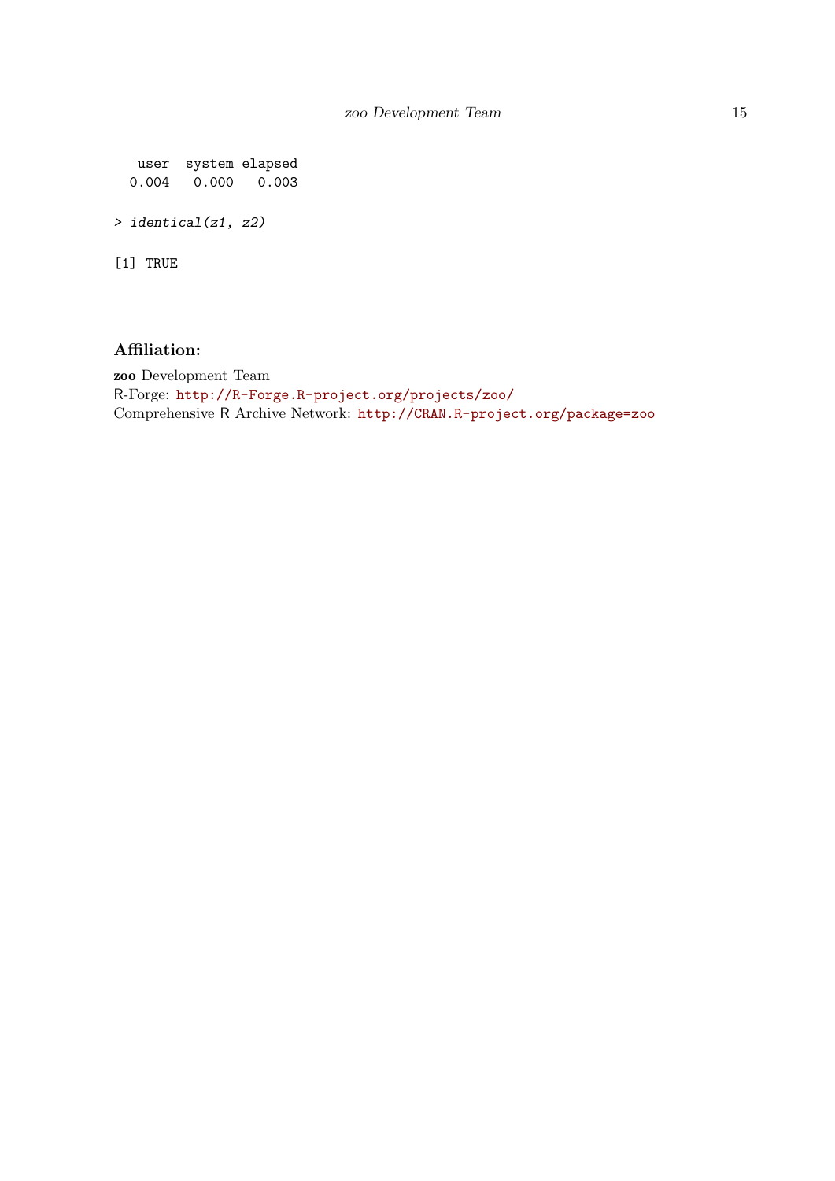```
   user  system elapsed 
  0.004   0.000   0.003 
```

```
> identical(z1, z2)
```

```
[1] TRUE
```

### Affiliation:

**zoo** Development Team
R-Forge: http://R-Forge.R-project.org/projects/zoo/
Comprehensive R Archive Network: http://CRAN.R-project.org/package=zoo